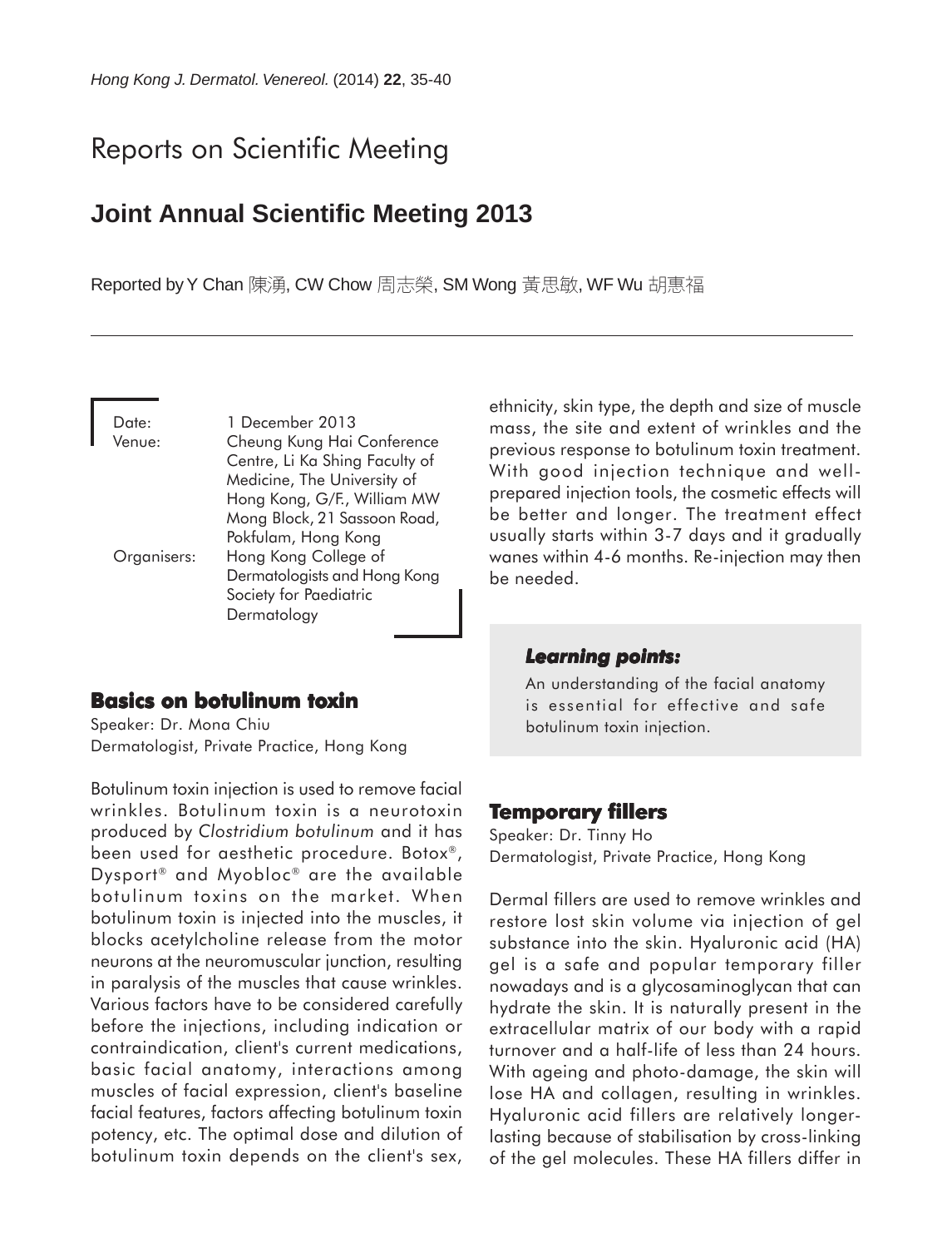# Reports on Scientific Meeting

## Joint Annual Scientific Meeting 2013

Reported by Y Chan 陳湧, CW Chow 周志榮, SM Wong 黃思敏, WF Wu 胡惠福

Date: 1 December 2013
Venue: Cheung Kung Hai Conference Centre, Li Ka Shing Faculty of Medicine, The University of Hong Kong, G/F., William MW Mong Block, 21 Sassoon Road, Pokfulam, Hong Kong
Organisers: Hong Kong College of Dermatologists and Hong Kong Society for Paediatric Dermatology

### Basics on botulinum toxin

Speaker: Dr. Mona Chiu
Dermatologist, Private Practice, Hong Kong

Botulinum toxin injection is used to remove facial wrinkles. Botulinum toxin is a neurotoxin produced by *Clostridium botulinum* and it has been used for aesthetic procedure. Botox®, Dysport® and Myobloc® are the available botulinum toxins on the market. When botulinum toxin is injected into the muscles, it blocks acetylcholine release from the motor neurons at the neuromuscular junction, resulting in paralysis of the muscles that cause wrinkles. Various factors have to be considered carefully before the injections, including indication or contraindication, client's current medications, basic facial anatomy, interactions among muscles of facial expression, client's baseline facial features, factors affecting botulinum toxin potency, etc. The optimal dose and dilution of botulinum toxin depends on the client's sex, ethnicity, skin type, the depth and size of muscle mass, the site and extent of wrinkles and the previous response to botulinum toxin treatment. With good injection technique and well-prepared injection tools, the cosmetic effects will be better and longer. The treatment effect usually starts within 3-7 days and it gradually wanes within 4-6 months. Re-injection may then be needed.

> ***Learning points:***
>
> An understanding of the facial anatomy is essential for effective and safe botulinum toxin injection.

### Temporary fillers

Speaker: Dr. Tinny Ho
Dermatologist, Private Practice, Hong Kong

Dermal fillers are used to remove wrinkles and restore lost skin volume via injection of gel substance into the skin. Hyaluronic acid (HA) gel is a safe and popular temporary filler nowadays and is a glycosaminoglycan that can hydrate the skin. It is naturally present in the extracellular matrix of our body with a rapid turnover and a half-life of less than 24 hours. With ageing and photo-damage, the skin will lose HA and collagen, resulting in wrinkles. Hyaluronic acid fillers are relatively longer-lasting because of stabilisation by cross-linking of the gel molecules. These HA fillers differ in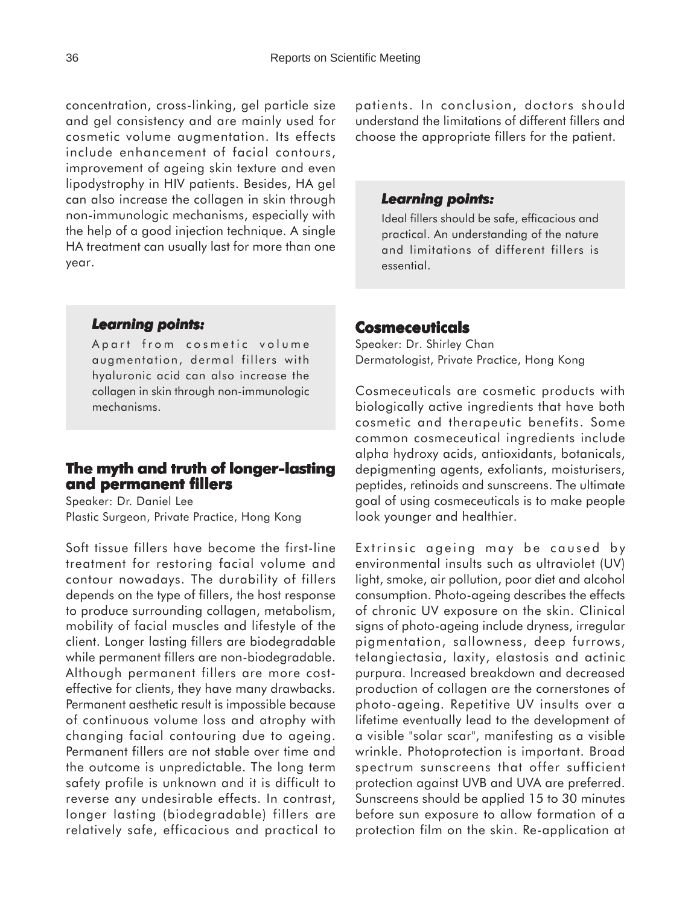concentration, cross-linking, gel particle size and gel consistency and are mainly used for cosmetic volume augmentation. Its effects include enhancement of facial contours, improvement of ageing skin texture and even lipodystrophy in HIV patients. Besides, HA gel can also increase the collagen in skin through non-immunologic mechanisms, especially with the help of a good injection technique. A single HA treatment can usually last for more than one year.

***Learning points:***

Apart from cosmetic volume augmentation, dermal fillers with hyaluronic acid can also increase the collagen in skin through non-immunologic mechanisms.

## The myth and truth of longer-lasting and permanent fillers

Speaker: Dr. Daniel Lee
Plastic Surgeon, Private Practice, Hong Kong

Soft tissue fillers have become the first-line treatment for restoring facial volume and contour nowadays. The durability of fillers depends on the type of fillers, the host response to produce surrounding collagen, metabolism, mobility of facial muscles and lifestyle of the client. Longer lasting fillers are biodegradable while permanent fillers are non-biodegradable. Although permanent fillers are more cost-effective for clients, they have many drawbacks. Permanent aesthetic result is impossible because of continuous volume loss and atrophy with changing facial contouring due to ageing. Permanent fillers are not stable over time and the outcome is unpredictable. The long term safety profile is unknown and it is difficult to reverse any undesirable effects. In contrast, longer lasting (biodegradable) fillers are relatively safe, efficacious and practical to patients. In conclusion, doctors should understand the limitations of different fillers and choose the appropriate fillers for the patient.

***Learning points:***

Ideal fillers should be safe, efficacious and practical. An understanding of the nature and limitations of different fillers is essential.

## Cosmeceuticals

Speaker: Dr. Shirley Chan
Dermatologist, Private Practice, Hong Kong

Cosmeceuticals are cosmetic products with biologically active ingredients that have both cosmetic and therapeutic benefits. Some common cosmeceutical ingredients include alpha hydroxy acids, antioxidants, botanicals, depigmenting agents, exfoliants, moisturisers, peptides, retinoids and sunscreens. The ultimate goal of using cosmeceuticals is to make people look younger and healthier.

Extrinsic ageing may be caused by environmental insults such as ultraviolet (UV) light, smoke, air pollution, poor diet and alcohol consumption. Photo-ageing describes the effects of chronic UV exposure on the skin. Clinical signs of photo-ageing include dryness, irregular pigmentation, sallowness, deep furrows, telangiectasia, laxity, elastosis and actinic purpura. Increased breakdown and decreased production of collagen are the cornerstones of photo-ageing. Repetitive UV insults over a lifetime eventually lead to the development of a visible "solar scar", manifesting as a visible wrinkle. Photoprotection is important. Broad spectrum sunscreens that offer sufficient protection against UVB and UVA are preferred. Sunscreens should be applied 15 to 30 minutes before sun exposure to allow formation of a protection film on the skin. Re-application at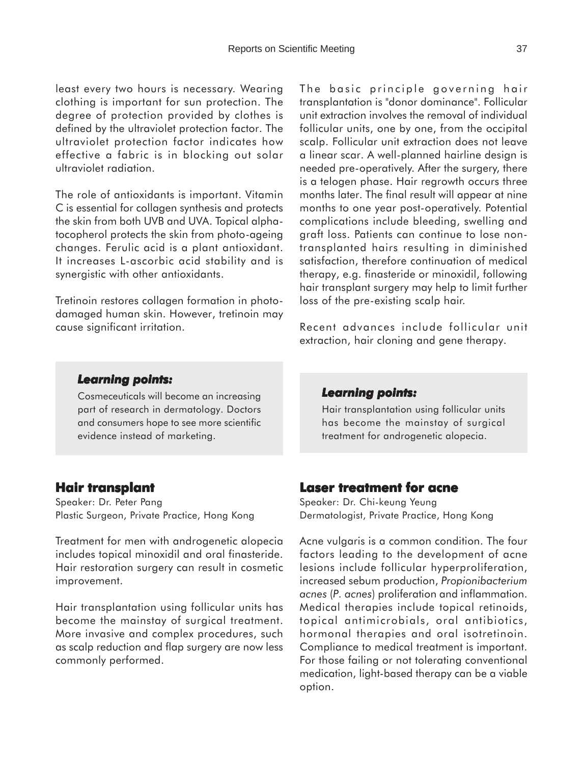least every two hours is necessary. Wearing clothing is important for sun protection. The degree of protection provided by clothes is defined by the ultraviolet protection factor. The ultraviolet protection factor indicates how effective a fabric is in blocking out solar ultraviolet radiation.

The role of antioxidants is important. Vitamin C is essential for collagen synthesis and protects the skin from both UVB and UVA. Topical alpha-tocopherol protects the skin from photo-ageing changes. Ferulic acid is a plant antioxidant. It increases L-ascorbic acid stability and is synergistic with other antioxidants.

Tretinoin restores collagen formation in photo-damaged human skin. However, tretinoin may cause significant irritation.

> ***Learning points:***
>
> Cosmeceuticals will become an increasing part of research in dermatology. Doctors and consumers hope to see more scientific evidence instead of marketing.

## Hair transplant

Speaker: Dr. Peter Pang
Plastic Surgeon, Private Practice, Hong Kong

Treatment for men with androgenetic alopecia includes topical minoxidil and oral finasteride. Hair restoration surgery can result in cosmetic improvement.

Hair transplantation using follicular units has become the mainstay of surgical treatment. More invasive and complex procedures, such as scalp reduction and flap surgery are now less commonly performed.

The basic principle governing hair transplantation is "donor dominance". Follicular unit extraction involves the removal of individual follicular units, one by one, from the occipital scalp. Follicular unit extraction does not leave a linear scar. A well-planned hairline design is needed pre-operatively. After the surgery, there is a telogen phase. Hair regrowth occurs three months later. The final result will appear at nine months to one year post-operatively. Potential complications include bleeding, swelling and graft loss. Patients can continue to lose non-transplanted hairs resulting in diminished satisfaction, therefore continuation of medical therapy, e.g. finasteride or minoxidil, following hair transplant surgery may help to limit further loss of the pre-existing scalp hair.

Recent advances include follicular unit extraction, hair cloning and gene therapy.

> ***Learning points:***
>
> Hair transplantation using follicular units has become the mainstay of surgical treatment for androgenetic alopecia.

## Laser treatment for acne

Speaker: Dr. Chi-keung Yeung
Dermatologist, Private Practice, Hong Kong

Acne vulgaris is a common condition. The four factors leading to the development of acne lesions include follicular hyperproliferation, increased sebum production, *Propionibacterium acnes* (*P. acnes*) proliferation and inflammation. Medical therapies include topical retinoids, topical antimicrobials, oral antibiotics, hormonal therapies and oral isotretinoin. Compliance to medical treatment is important. For those failing or not tolerating conventional medication, light-based therapy can be a viable option.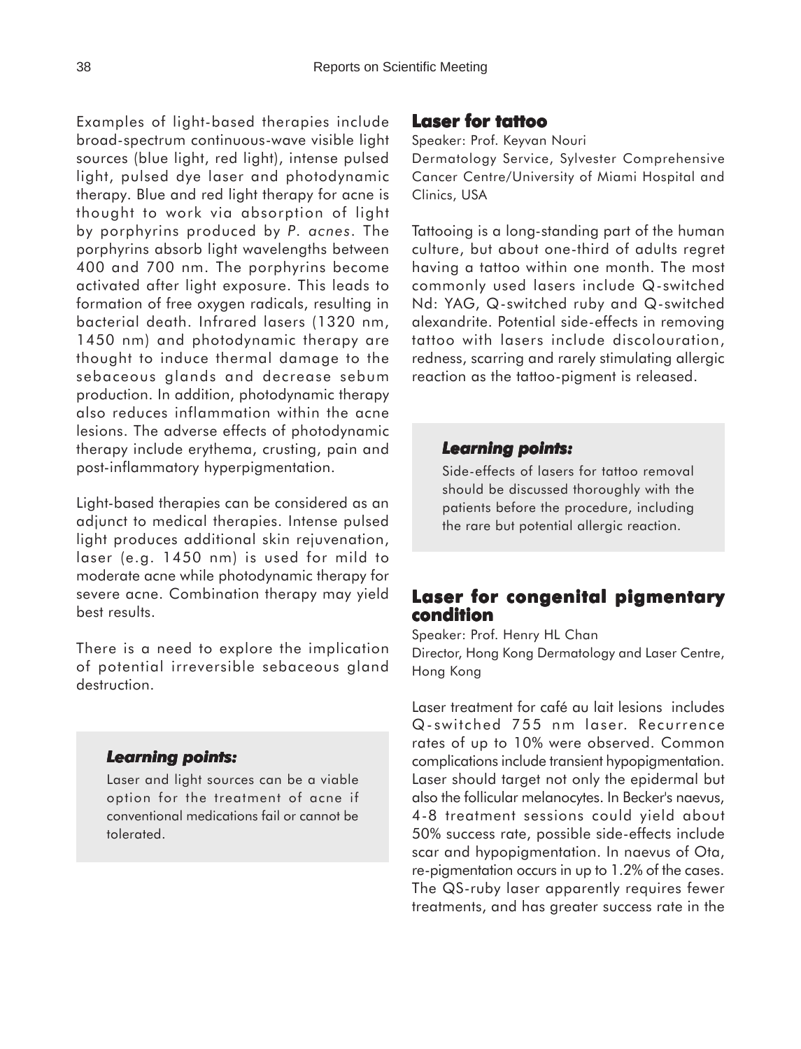Examples of light-based therapies include broad-spectrum continuous-wave visible light sources (blue light, red light), intense pulsed light, pulsed dye laser and photodynamic therapy. Blue and red light therapy for acne is thought to work via absorption of light by porphyrins produced by *P. acnes*. The porphyrins absorb light wavelengths between 400 and 700 nm. The porphyrins become activated after light exposure. This leads to formation of free oxygen radicals, resulting in bacterial death. Infrared lasers (1320 nm, 1450 nm) and photodynamic therapy are thought to induce thermal damage to the sebaceous glands and decrease sebum production. In addition, photodynamic therapy also reduces inflammation within the acne lesions. The adverse effects of photodynamic therapy include erythema, crusting, pain and post-inflammatory hyperpigmentation.

Light-based therapies can be considered as an adjunct to medical therapies. Intense pulsed light produces additional skin rejuvenation, laser (e.g. 1450 nm) is used for mild to moderate acne while photodynamic therapy for severe acne. Combination therapy may yield best results.

There is a need to explore the implication of potential irreversible sebaceous gland destruction.

> ***Learning points:***
>
> Laser and light sources can be a viable option for the treatment of acne if conventional medications fail or cannot be tolerated.

## Laser for tattoo

Speaker: Prof. Keyvan Nouri
Dermatology Service, Sylvester Comprehensive Cancer Centre/University of Miami Hospital and Clinics, USA

Tattooing is a long-standing part of the human culture, but about one-third of adults regret having a tattoo within one month. The most commonly used lasers include Q-switched Nd: YAG, Q-switched ruby and Q-switched alexandrite. Potential side-effects in removing tattoo with lasers include discolouration, redness, scarring and rarely stimulating allergic reaction as the tattoo-pigment is released.

> ***Learning points:***
>
> Side-effects of lasers for tattoo removal should be discussed thoroughly with the patients before the procedure, including the rare but potential allergic reaction.

## Laser for congenital pigmentary condition

Speaker: Prof. Henry HL Chan
Director, Hong Kong Dermatology and Laser Centre, Hong Kong

Laser treatment for café au lait lesions includes Q-switched 755 nm laser. Recurrence rates of up to 10% were observed. Common complications include transient hypopigmentation. Laser should target not only the epidermal but also the follicular melanocytes. In Becker's naevus, 4-8 treatment sessions could yield about 50% success rate, possible side-effects include scar and hypopigmentation. In naevus of Ota, re-pigmentation occurs in up to 1.2% of the cases. The QS-ruby laser apparently requires fewer treatments, and has greater success rate in the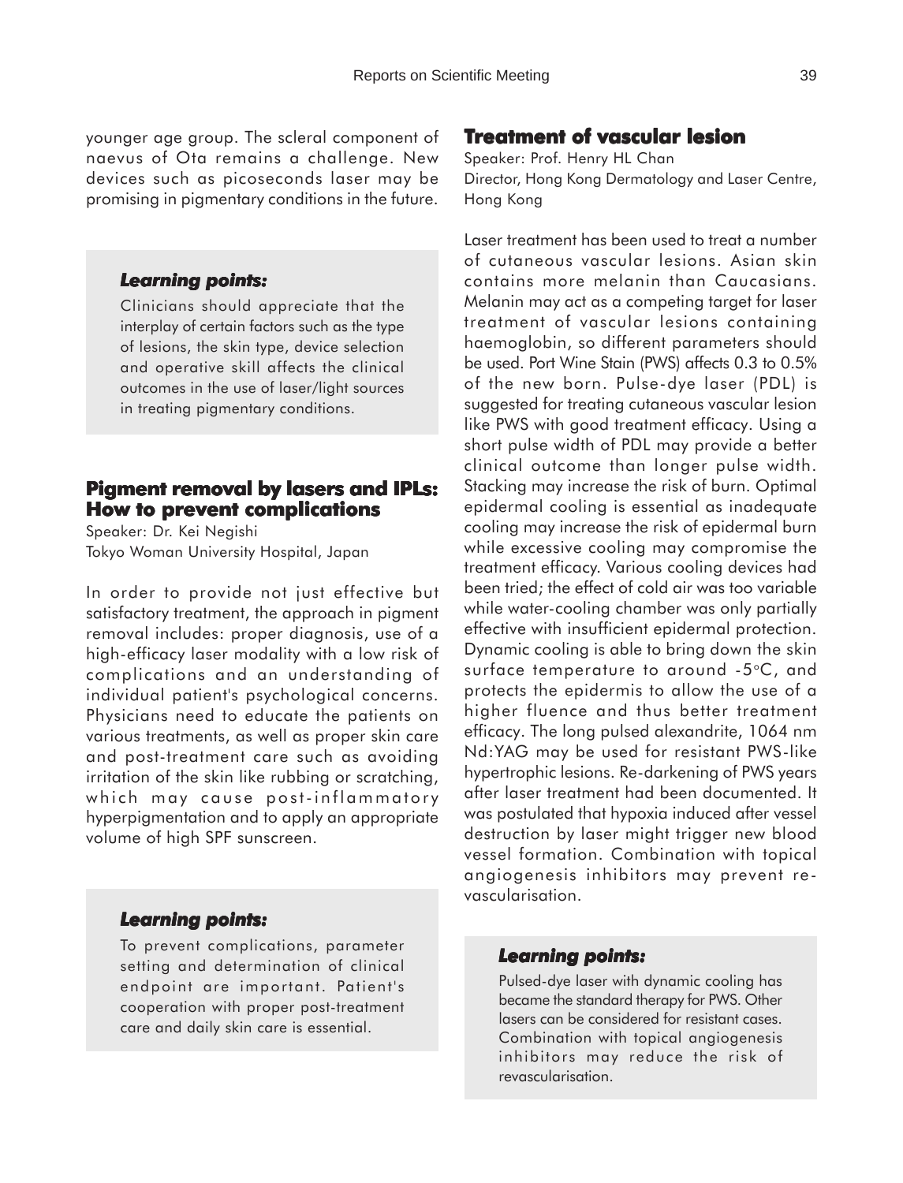younger age group. The scleral component of naevus of Ota remains a challenge. New devices such as picoseconds laser may be promising in pigmentary conditions in the future.

> ***Learning points:***
>
> Clinicians should appreciate that the interplay of certain factors such as the type of lesions, the skin type, device selection and operative skill affects the clinical outcomes in the use of laser/light sources in treating pigmentary conditions.

## Pigment removal by lasers and IPLs: How to prevent complications

Speaker: Dr. Kei Negishi
Tokyo Woman University Hospital, Japan

In order to provide not just effective but satisfactory treatment, the approach in pigment removal includes: proper diagnosis, use of a high-efficacy laser modality with a low risk of complications and an understanding of individual patient's psychological concerns. Physicians need to educate the patients on various treatments, as well as proper skin care and post-treatment care such as avoiding irritation of the skin like rubbing or scratching, which may cause post-inflammatory hyperpigmentation and to apply an appropriate volume of high SPF sunscreen.

> ***Learning points:***
>
> To prevent complications, parameter setting and determination of clinical endpoint are important. Patient's cooperation with proper post-treatment care and daily skin care is essential.

## Treatment of vascular lesion

Speaker: Prof. Henry HL Chan
Director, Hong Kong Dermatology and Laser Centre, Hong Kong

Laser treatment has been used to treat a number of cutaneous vascular lesions. Asian skin contains more melanin than Caucasians. Melanin may act as a competing target for laser treatment of vascular lesions containing haemoglobin, so different parameters should be used. Port Wine Stain (PWS) affects 0.3 to 0.5% of the new born. Pulse-dye laser (PDL) is suggested for treating cutaneous vascular lesion like PWS with good treatment efficacy. Using a short pulse width of PDL may provide a better clinical outcome than longer pulse width. Stacking may increase the risk of burn. Optimal epidermal cooling is essential as inadequate cooling may increase the risk of epidermal burn while excessive cooling may compromise the treatment efficacy. Various cooling devices had been tried; the effect of cold air was too variable while water-cooling chamber was only partially effective with insufficient epidermal protection. Dynamic cooling is able to bring down the skin surface temperature to around -5°C, and protects the epidermis to allow the use of a higher fluence and thus better treatment efficacy. The long pulsed alexandrite, 1064 nm Nd:YAG may be used for resistant PWS-like hypertrophic lesions. Re-darkening of PWS years after laser treatment had been documented. It was postulated that hypoxia induced after vessel destruction by laser might trigger new blood vessel formation. Combination with topical angiogenesis inhibitors may prevent re-vascularisation.

> ***Learning points:***
>
> Pulsed-dye laser with dynamic cooling has became the standard therapy for PWS. Other lasers can be considered for resistant cases. Combination with topical angiogenesis inhibitors may reduce the risk of revascularisation.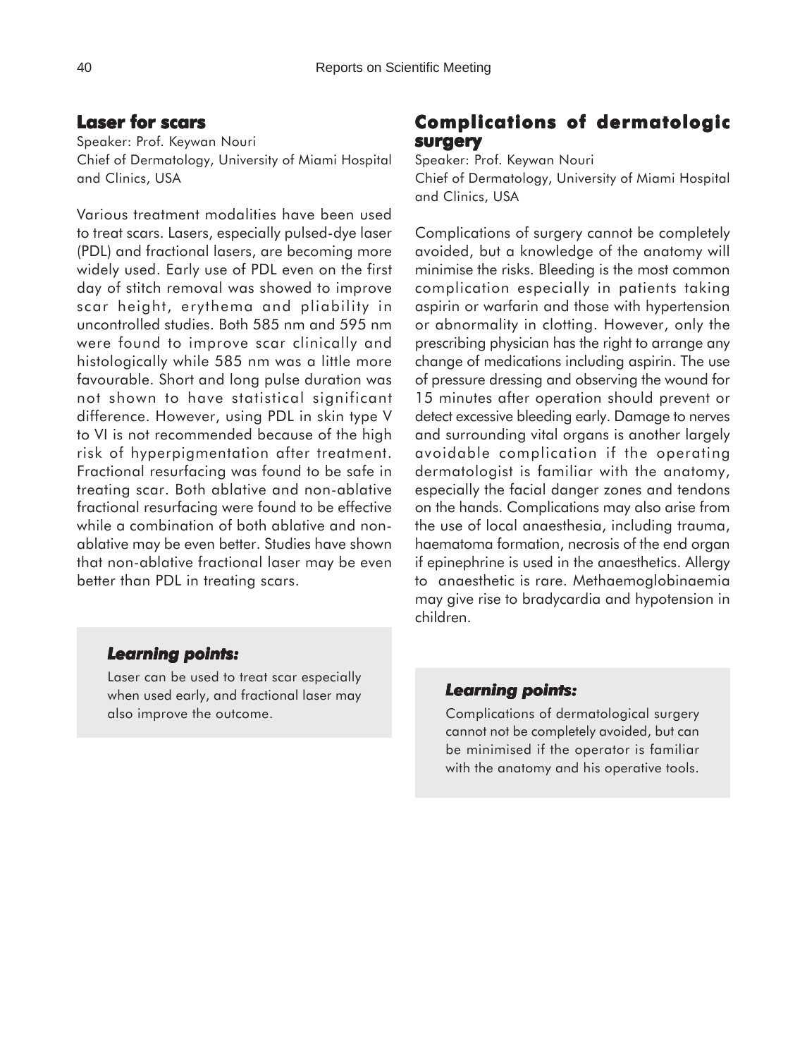## Laser for scars

Speaker: Prof. Keywan Nouri
Chief of Dermatology, University of Miami Hospital and Clinics, USA

Various treatment modalities have been used to treat scars. Lasers, especially pulsed-dye laser (PDL) and fractional lasers, are becoming more widely used. Early use of PDL even on the first day of stitch removal was showed to improve scar height, erythema and pliability in uncontrolled studies. Both 585 nm and 595 nm were found to improve scar clinically and histologically while 585 nm was a little more favourable. Short and long pulse duration was not shown to have statistical significant difference. However, using PDL in skin type V to VI is not recommended because of the high risk of hyperpigmentation after treatment. Fractional resurfacing was found to be safe in treating scar. Both ablative and non-ablative fractional resurfacing were found to be effective while a combination of both ablative and non-ablative may be even better. Studies have shown that non-ablative fractional laser may be even better than PDL in treating scars.

### *Learning points:*

Laser can be used to treat scar especially when used early, and fractional laser may also improve the outcome.

## Complications of dermatologic surgery

Speaker: Prof. Keywan Nouri
Chief of Dermatology, University of Miami Hospital and Clinics, USA

Complications of surgery cannot be completely avoided, but a knowledge of the anatomy will minimise the risks. Bleeding is the most common complication especially in patients taking aspirin or warfarin and those with hypertension or abnormality in clotting. However, only the prescribing physician has the right to arrange any change of medications including aspirin. The use of pressure dressing and observing the wound for 15 minutes after operation should prevent or detect excessive bleeding early. Damage to nerves and surrounding vital organs is another largely avoidable complication if the operating dermatologist is familiar with the anatomy, especially the facial danger zones and tendons on the hands. Complications may also arise from the use of local anaesthesia, including trauma, haematoma formation, necrosis of the end organ if epinephrine is used in the anaesthetics. Allergy to anaesthetic is rare. Methaemoglobinaemia may give rise to bradycardia and hypotension in children.

### *Learning points:*

Complications of dermatological surgery cannot not be completely avoided, but can be minimised if the operator is familiar with the anatomy and his operative tools.